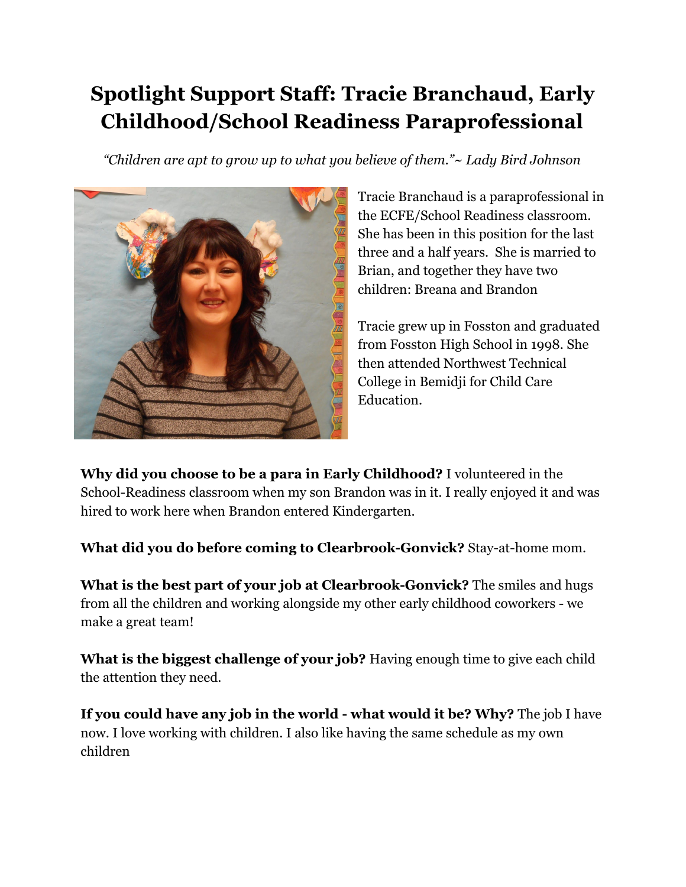# Spotlight Support Staff: Tracie Branchaud, Early Childhood/School Readiness Paraprofessional

*"Children are apt to grow up to what you believe of them."~ Lady Bird Johnson*

Tracie Branchaud is a paraprofessional in the ECFE/School Readiness classroom. She has been in this position for the last three and a half years. She is married to Brian, and together they have two children: Breana and Brandon

Tracie grew up in Fosston and graduated from Fosston High School in 1998. She then attended Northwest Technical College in Bemidji for Child Care Education.

**Why did you choose to be a para in Early Childhood?** I volunteered in the School-Readiness classroom when my son Brandon was in it. I really enjoyed it and was hired to work here when Brandon entered Kindergarten.

**What did you do before coming to Clearbrook-Gonvick?** Stay-at-home mom.

**What is the best part of your job at Clearbrook-Gonvick?** The smiles and hugs from all the children and working alongside my other early childhood coworkers - we make a great team!

**What is the biggest challenge of your job?** Having enough time to give each child the attention they need.

**If you could have any job in the world - what would it be? Why?** The job I have now. I love working with children. I also like having the same schedule as my own children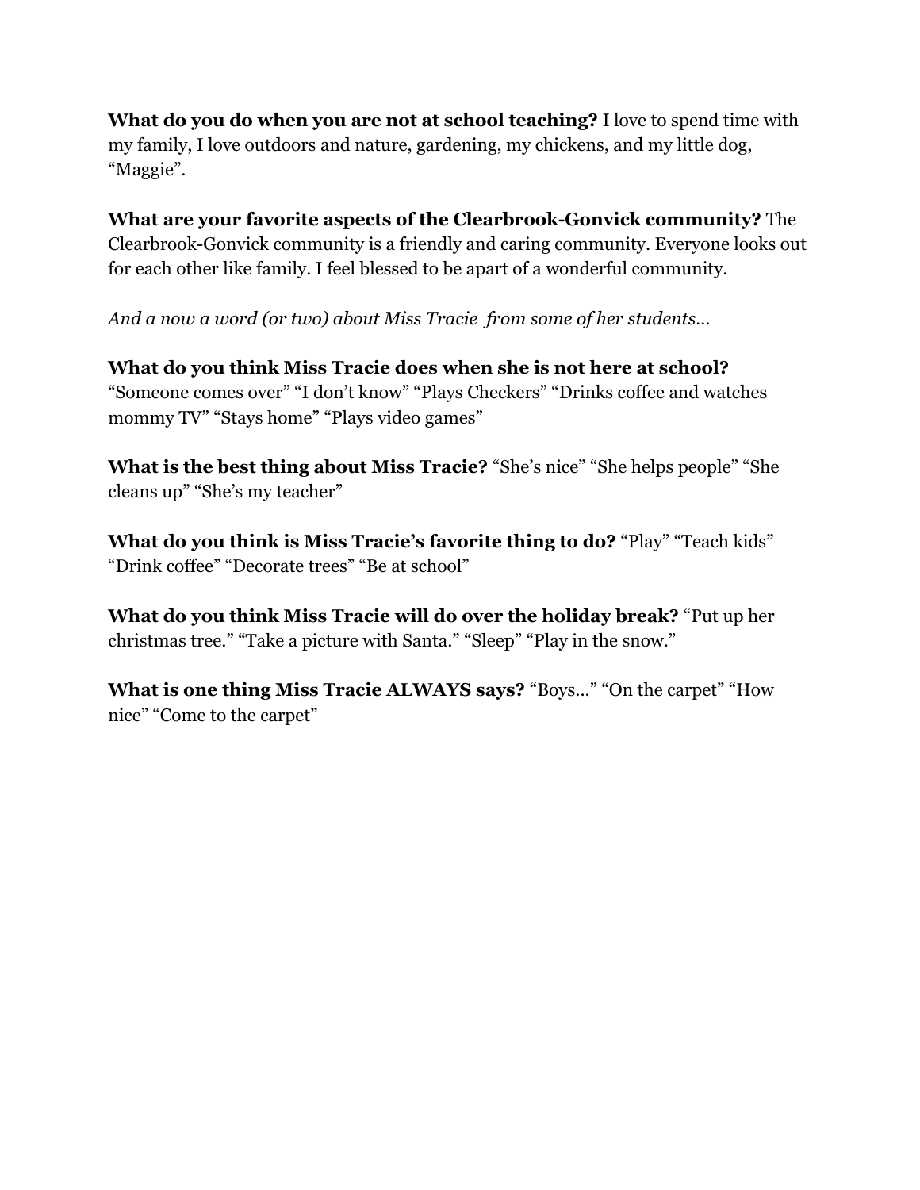**What do you do when you are not at school teaching?** I love to spend time with my family, I love outdoors and nature, gardening, my chickens, and my little dog, “Maggie”.

**What are your favorite aspects of the Clearbrook-Gonvick community?** The Clearbrook-Gonvick community is a friendly and caring community. Everyone looks out for each other like family. I feel blessed to be apart of a wonderful community.

*And a now a word (or two) about Miss Tracie  from some of her students…*

**What do you think Miss Tracie does when she is not here at school?** “Someone comes over” “I don’t know” “Plays Checkers” “Drinks coffee and watches mommy TV” “Stays home” “Plays video games”

**What is the best thing about Miss Tracie?** “She’s nice” “She helps people” “She cleans up” “She’s my teacher”

**What do you think is Miss Tracie’s favorite thing to do?** “Play” “Teach kids” “Drink coffee” “Decorate trees” “Be at school”

**What do you think Miss Tracie will do over the holiday break?** “Put up her christmas tree.” “Take a picture with Santa.” “Sleep” “Play in the snow.”

**What is one thing Miss Tracie ALWAYS says?** “Boys…” “On the carpet” “How nice” “Come to the carpet”